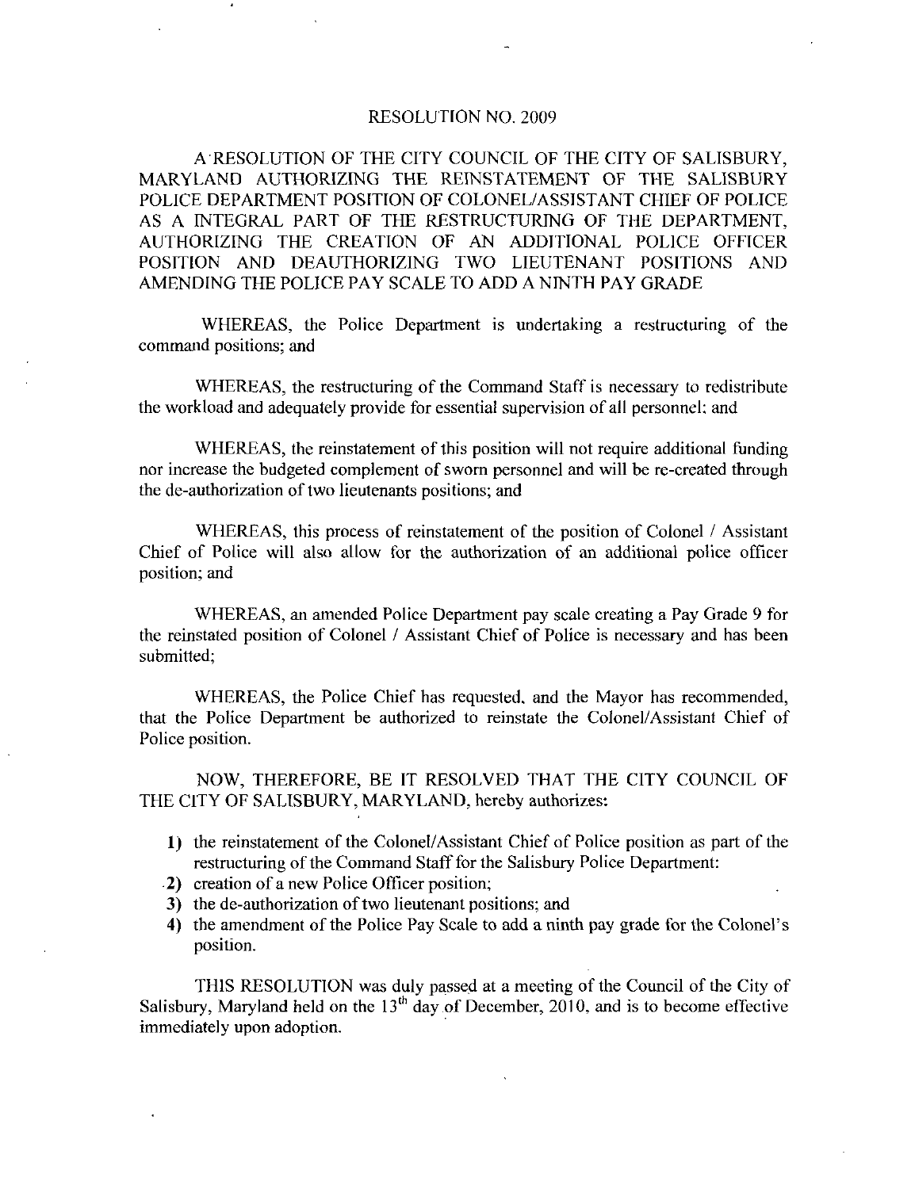# RESOLUTION NO. 2009

A RESOLUTION OF THE CITY COUNCIL OF THE CITY OF SALISBURY, MARYLAND AUTHORIZING THE REINSTATEMENT OF THE SALISBURY POLICE DEPARTMENT POSITION OF COLONEL/ASSISTANT CHIEF OF POLICE AS A INTEGRAL PART OF THE RESTRUCTURING OF THE DEPARTMENT, AUTHORIZING THE CREATION OF AN ADDITIONAL POLICE OFFICER POSITION AND DEAUTHORIZING TWO LIEUTENANT POSITIONS AND AMENDING THE POLICE PAY SCALE TO ADD A NINTH PAY GRADE

WHEREAS, the Police Department is undertaking a restructuring of the command positions; and

WHEREAS, the restructuring of the Command Staff is necessary to redistribute the workload and adequately provide for essential supervision of all personnel; and

WHEREAS, the reinstatement of this position will not require additional funding nor increase the budgeted complement of sworn personnel and will be re-created through the de-authorization of two lieutenants positions; and

WHEREAS, this process of reinstatement of the position of Colonel / Assistant Chief of Police will also allow for the authorization of an additional police officer position; and

WHEREAS, an amended Police Department pay scale creating a Pay Grade 9 for the reinstated position of Colonel / Assistant Chief of Police is necessary and has been submitted;

WHEREAS, the Police Chief has requested, and the Mayor has recommended, that the Police Department be authorized to reinstate the Colonel/Assistant Chief of Police position.

NOW, THEREFORE, BE IT RESOLVED THAT THE CITY COUNCIL OF THE CITY OF SALISBURY, MARYLAND, hereby authorizes:

1) the reinstatement of the Colonel/Assistant Chief of Police position as part of the restructuring of the Command Staff for the Salisbury Police Department:
2) creation of a new Police Officer position;
3) the de-authorization of two lieutenant positions; and
4) the amendment of the Police Pay Scale to add a ninth pay grade for the Colonel's position.

THIS RESOLUTION was duly passed at a meeting of the Council of the City of Salisbury, Maryland held on the 13th day of December, 2010, and is to become effective immediately upon adoption.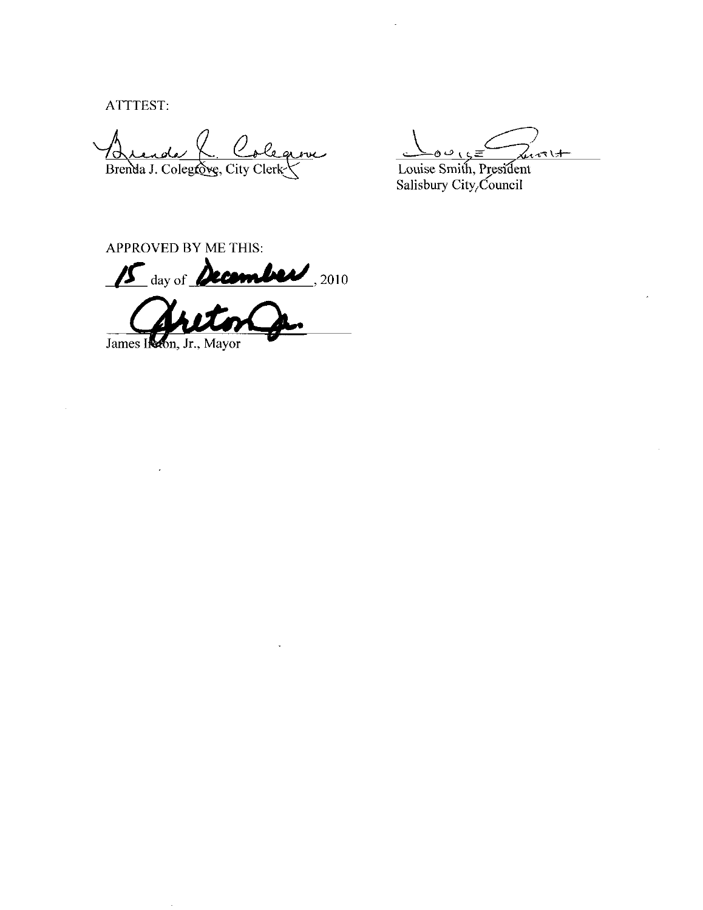ATTTEST:

Brenda J. Colegrove, City Clerk

Louise Smith, President
Salisbury City Council

APPROVED BY ME THIS:

15 day of December, 2010

James Ireton, Jr., Mayor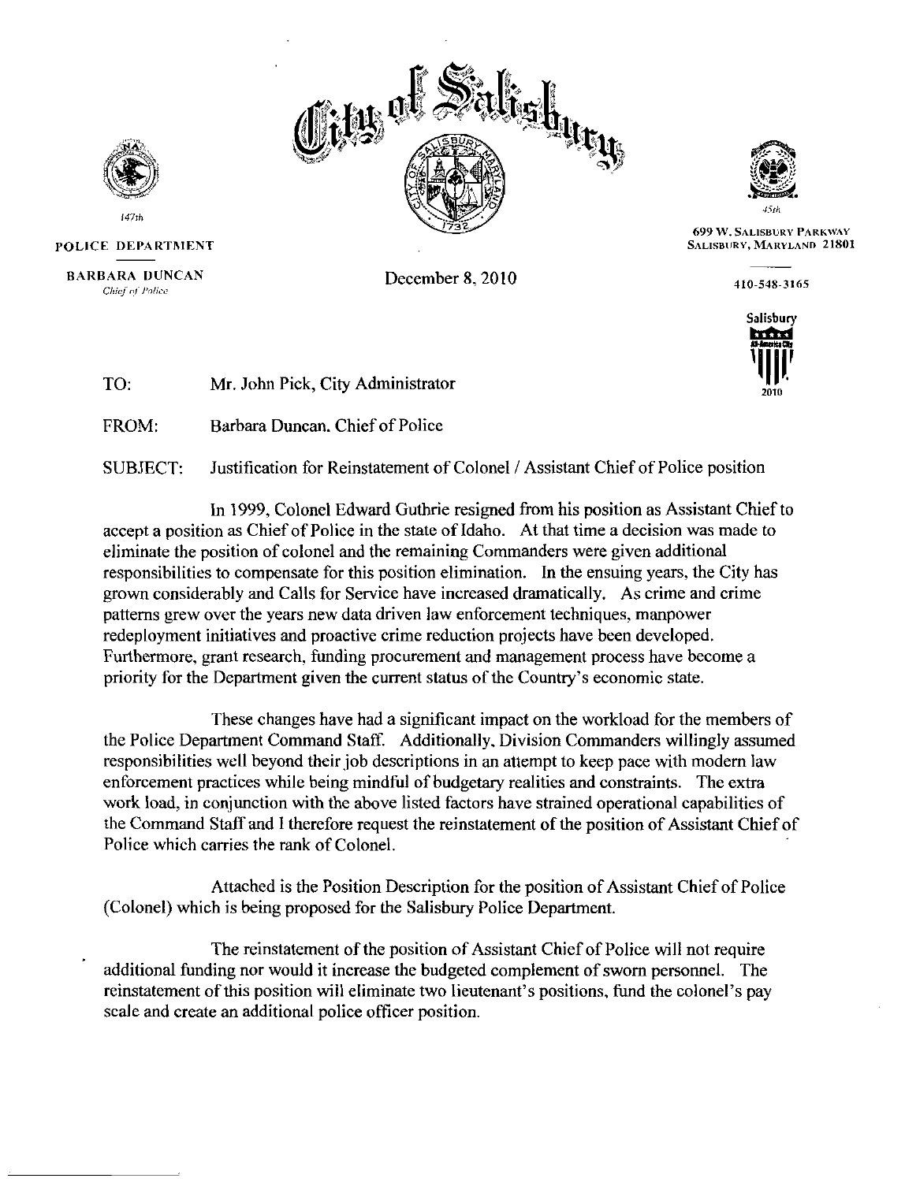City of Salisbury

147th

POLICE DEPARTMENT

BARBARA DUNCAN
*Chief of Police*

December 8, 2010

45th

699 W. SALISBURY PARKWAY
SALISBURY, MARYLAND 21801

410-548-3165

Salisbury
All-America City
2010

TO: Mr. John Pick, City Administrator

FROM: Barbara Duncan. Chief of Police

SUBJECT: Justification for Reinstatement of Colonel / Assistant Chief of Police position

In 1999, Colonel Edward Guthrie resigned from his position as Assistant Chief to accept a position as Chief of Police in the state of Idaho. At that time a decision was made to eliminate the position of colonel and the remaining Commanders were given additional responsibilities to compensate for this position elimination. In the ensuing years, the City has grown considerably and Calls for Service have increased dramatically. As crime and crime patterns grew over the years new data driven law enforcement techniques, manpower redeployment initiatives and proactive crime reduction projects have been developed. Furthermore, grant research, funding procurement and management process have become a priority for the Department given the current status of the Country's economic state.

These changes have had a significant impact on the workload for the members of the Police Department Command Staff. Additionally, Division Commanders willingly assumed responsibilities well beyond their job descriptions in an attempt to keep pace with modern law enforcement practices while being mindful of budgetary realities and constraints. The extra work load, in conjunction with the above listed factors have strained operational capabilities of the Command Staff and I therefore request the reinstatement of the position of Assistant Chief of Police which carries the rank of Colonel.

Attached is the Position Description for the position of Assistant Chief of Police (Colonel) which is being proposed for the Salisbury Police Department.

The reinstatement of the position of Assistant Chief of Police will not require additional funding nor would it increase the budgeted complement of sworn personnel. The reinstatement of this position will eliminate two lieutenant's positions, fund the colonel's pay scale and create an additional police officer position.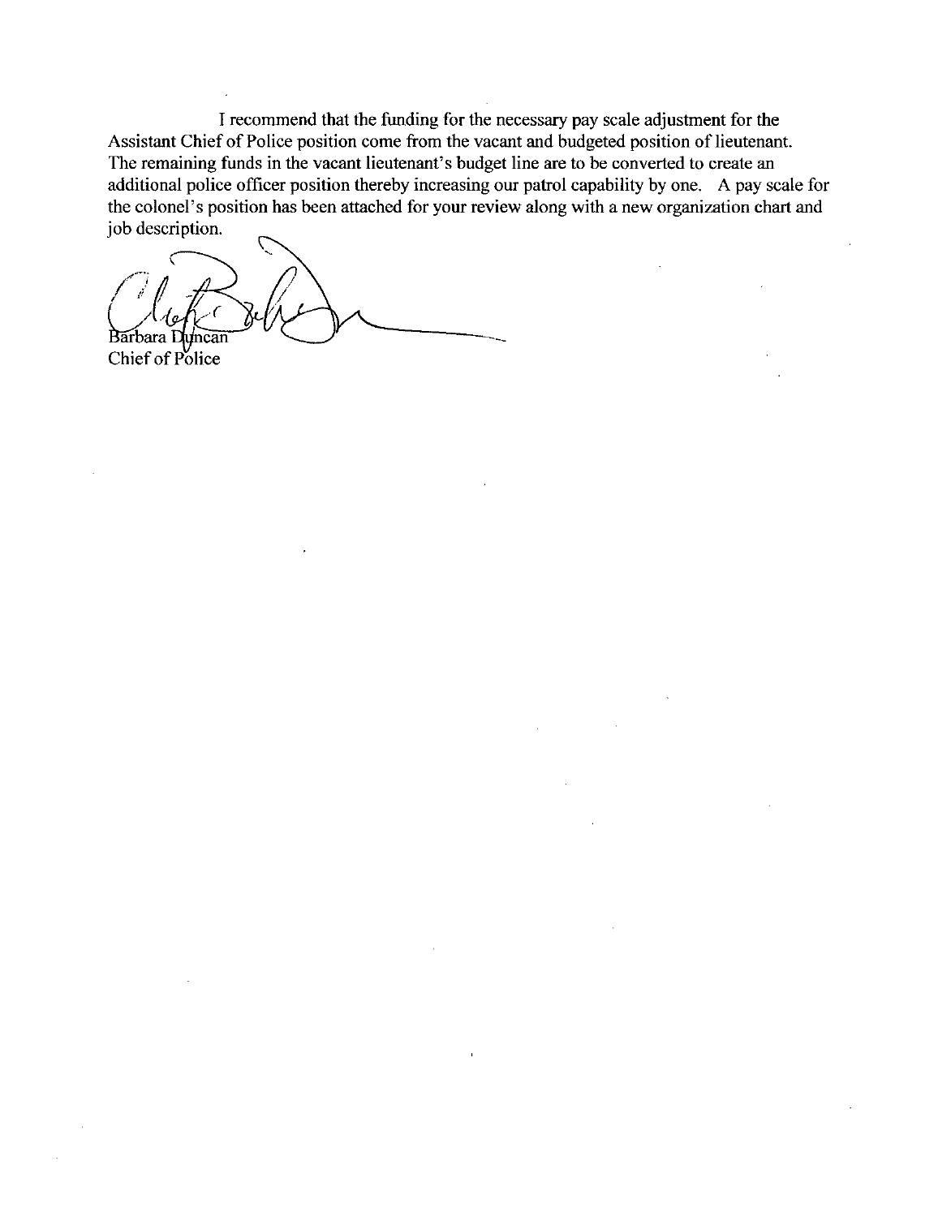I recommend that the funding for the necessary pay scale adjustment for the Assistant Chief of Police position come from the vacant and budgeted position of lieutenant. The remaining funds in the vacant lieutenant's budget line are to be converted to create an additional police officer position thereby increasing our patrol capability by one. A pay scale for the colonel's position has been attached for your review along with a new organization chart and job description.

Barbara Duncan
Chief of Police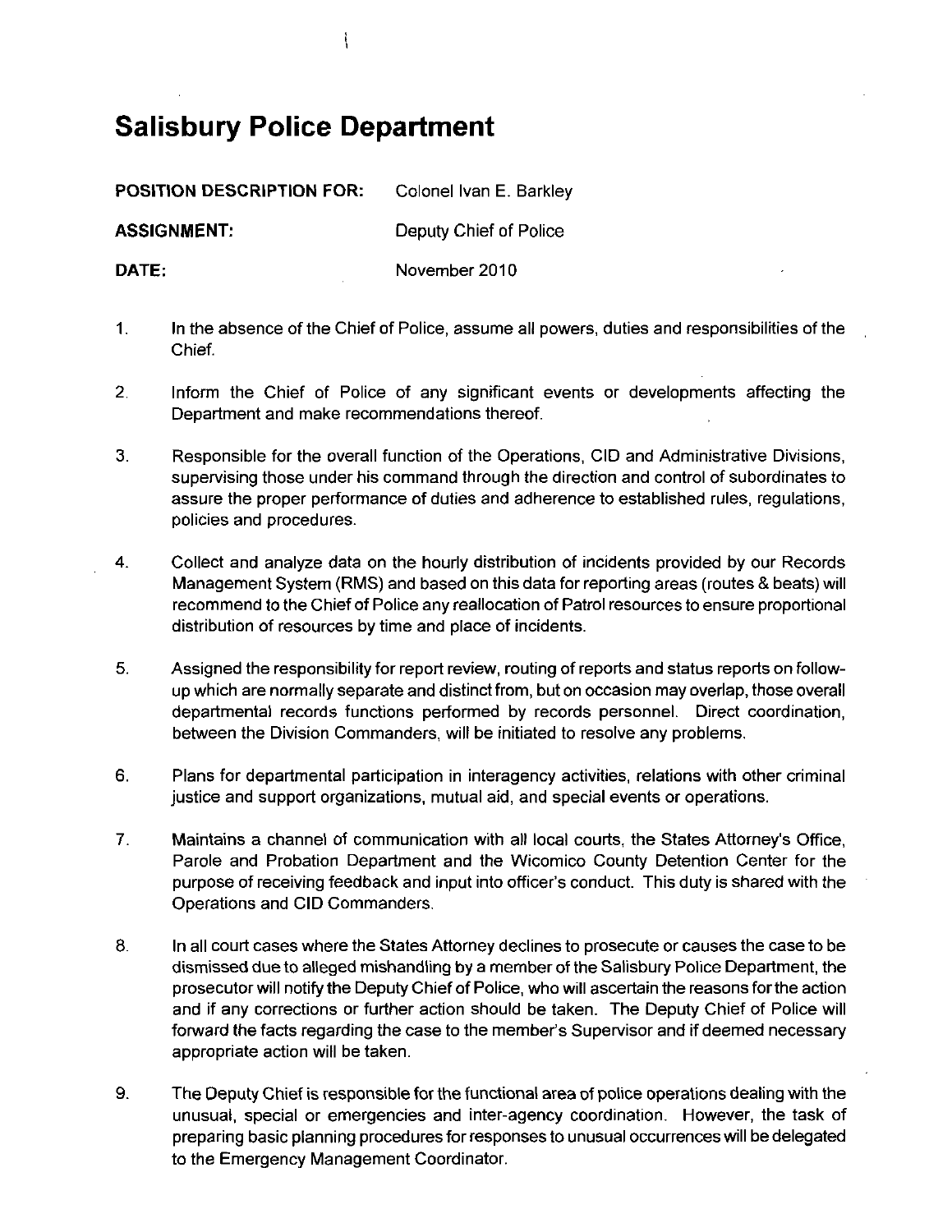# Salisbury Police Department

**POSITION DESCRIPTION FOR:** Colonel Ivan E. Barkley

**ASSIGNMENT:** Deputy Chief of Police

**DATE:** November 2010

1. In the absence of the Chief of Police, assume all powers, duties and responsibilities of the Chief.

2. Inform the Chief of Police of any significant events or developments affecting the Department and make recommendations thereof.

3. Responsible for the overall function of the Operations, CID and Administrative Divisions, supervising those under his command through the direction and control of subordinates to assure the proper performance of duties and adherence to established rules, regulations, policies and procedures.

4. Collect and analyze data on the hourly distribution of incidents provided by our Records Management System (RMS) and based on this data for reporting areas (routes & beats) will recommend to the Chief of Police any reallocation of Patrol resources to ensure proportional distribution of resources by time and place of incidents.

5. Assigned the responsibility for report review, routing of reports and status reports on follow-up which are normally separate and distinct from, but on occasion may overlap, those overall departmental records functions performed by records personnel. Direct coordination, between the Division Commanders, will be initiated to resolve any problems.

6. Plans for departmental participation in interagency activities, relations with other criminal justice and support organizations, mutual aid, and special events or operations.

7. Maintains a channel of communication with all local courts, the States Attorney's Office, Parole and Probation Department and the Wicomico County Detention Center for the purpose of receiving feedback and input into officer's conduct. This duty is shared with the Operations and CID Commanders.

8. In all court cases where the States Attorney declines to prosecute or causes the case to be dismissed due to alleged mishandling by a member of the Salisbury Police Department, the prosecutor will notify the Deputy Chief of Police, who will ascertain the reasons for the action and if any corrections or further action should be taken. The Deputy Chief of Police will forward the facts regarding the case to the member's Supervisor and if deemed necessary appropriate action will be taken.

9. The Deputy Chief is responsible for the functional area of police operations dealing with the unusual, special or emergencies and inter-agency coordination. However, the task of preparing basic planning procedures for responses to unusual occurrences will be delegated to the Emergency Management Coordinator.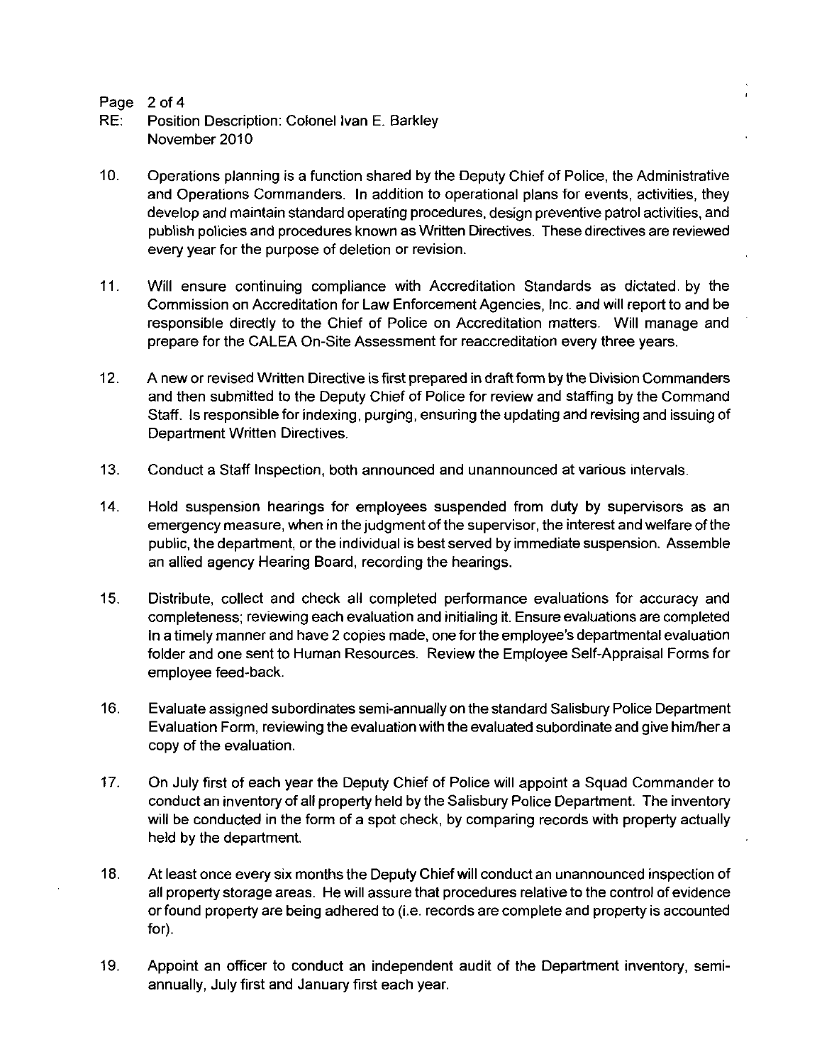Page 2 of 4
RE: Position Description: Colonel Ivan E. Barkley
November 2010

10. Operations planning is a function shared by the Deputy Chief of Police, the Administrative and Operations Commanders. In addition to operational plans for events, activities, they develop and maintain standard operating procedures, design preventive patrol activities, and publish policies and procedures known as Written Directives. These directives are reviewed every year for the purpose of deletion or revision.

11. Will ensure continuing compliance with Accreditation Standards as dictated by the Commission on Accreditation for Law Enforcement Agencies, Inc. and will report to and be responsible directly to the Chief of Police on Accreditation matters. Will manage and prepare for the CALEA On-Site Assessment for reaccreditation every three years.

12. A new or revised Written Directive is first prepared in draft form by the Division Commanders and then submitted to the Deputy Chief of Police for review and staffing by the Command Staff. Is responsible for indexing, purging, ensuring the updating and revising and issuing of Department Written Directives.

13. Conduct a Staff Inspection, both announced and unannounced at various intervals.

14. Hold suspension hearings for employees suspended from duty by supervisors as an emergency measure, when in the judgment of the supervisor, the interest and welfare of the public, the department, or the individual is best served by immediate suspension. Assemble an allied agency Hearing Board, recording the hearings.

15. Distribute, collect and check all completed performance evaluations for accuracy and completeness; reviewing each evaluation and initialing it. Ensure evaluations are completed In a timely manner and have 2 copies made, one for the employee's departmental evaluation folder and one sent to Human Resources. Review the Employee Self-Appraisal Forms for employee feed-back.

16. Evaluate assigned subordinates semi-annually on the standard Salisbury Police Department Evaluation Form, reviewing the evaluation with the evaluated subordinate and give him/her a copy of the evaluation.

17. On July first of each year the Deputy Chief of Police will appoint a Squad Commander to conduct an inventory of all property held by the Salisbury Police Department. The inventory will be conducted in the form of a spot check, by comparing records with property actually held by the department.

18. At least once every six months the Deputy Chief will conduct an unannounced inspection of all property storage areas. He will assure that procedures relative to the control of evidence or found property are being adhered to (i.e. records are complete and property is accounted for).

19. Appoint an officer to conduct an independent audit of the Department inventory, semi-annually, July first and January first each year.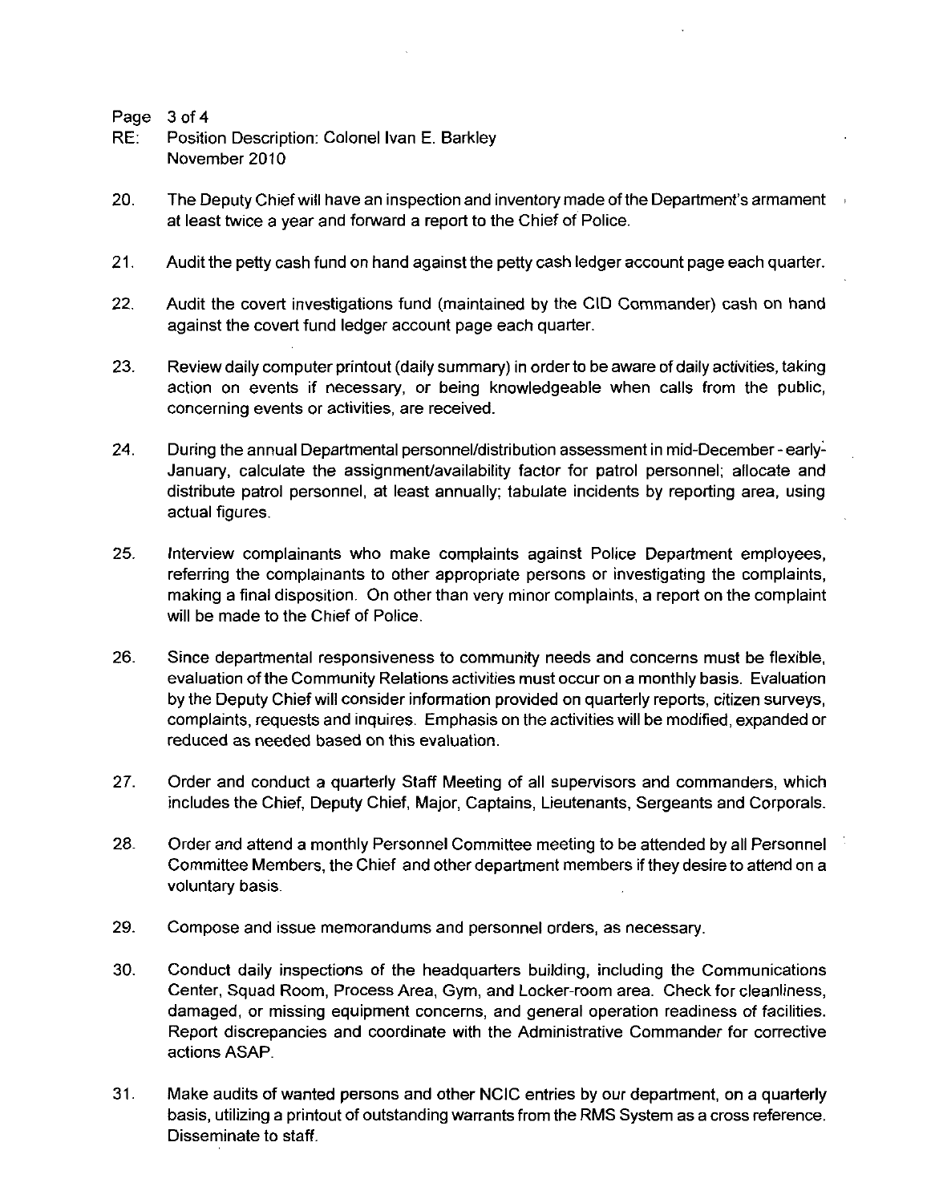Page 3 of 4
RE: Position Description: Colonel Ivan E. Barkley
November 2010

20. The Deputy Chief will have an inspection and inventory made of the Department's armament at least twice a year and forward a report to the Chief of Police.

21. Audit the petty cash fund on hand against the petty cash ledger account page each quarter.

22. Audit the covert investigations fund (maintained by the CID Commander) cash on hand against the covert fund ledger account page each quarter.

23. Review daily computer printout (daily summary) in order to be aware of daily activities, taking action on events if necessary, or being knowledgeable when calls from the public, concerning events or activities, are received.

24. During the annual Departmental personnel/distribution assessment in mid-December - early-January, calculate the assignment/availability factor for patrol personnel; allocate and distribute patrol personnel, at least annually; tabulate incidents by reporting area, using actual figures.

25. Interview complainants who make complaints against Police Department employees, referring the complainants to other appropriate persons or investigating the complaints, making a final disposition. On other than very minor complaints, a report on the complaint will be made to the Chief of Police.

26. Since departmental responsiveness to community needs and concerns must be flexible, evaluation of the Community Relations activities must occur on a monthly basis. Evaluation by the Deputy Chief will consider information provided on quarterly reports, citizen surveys, complaints, requests and inquires. Emphasis on the activities will be modified, expanded or reduced as needed based on this evaluation.

27. Order and conduct a quarterly Staff Meeting of all supervisors and commanders, which includes the Chief, Deputy Chief, Major, Captains, Lieutenants, Sergeants and Corporals.

28. Order and attend a monthly Personnel Committee meeting to be attended by all Personnel Committee Members, the Chief and other department members if they desire to attend on a voluntary basis.

29. Compose and issue memorandums and personnel orders, as necessary.

30. Conduct daily inspections of the headquarters building, including the Communications Center, Squad Room, Process Area, Gym, and Locker-room area. Check for cleanliness, damaged, or missing equipment concerns, and general operation readiness of facilities. Report discrepancies and coordinate with the Administrative Commander for corrective actions ASAP.

31. Make audits of wanted persons and other NCIC entries by our department, on a quarterly basis, utilizing a printout of outstanding warrants from the RMS System as a cross reference. Disseminate to staff.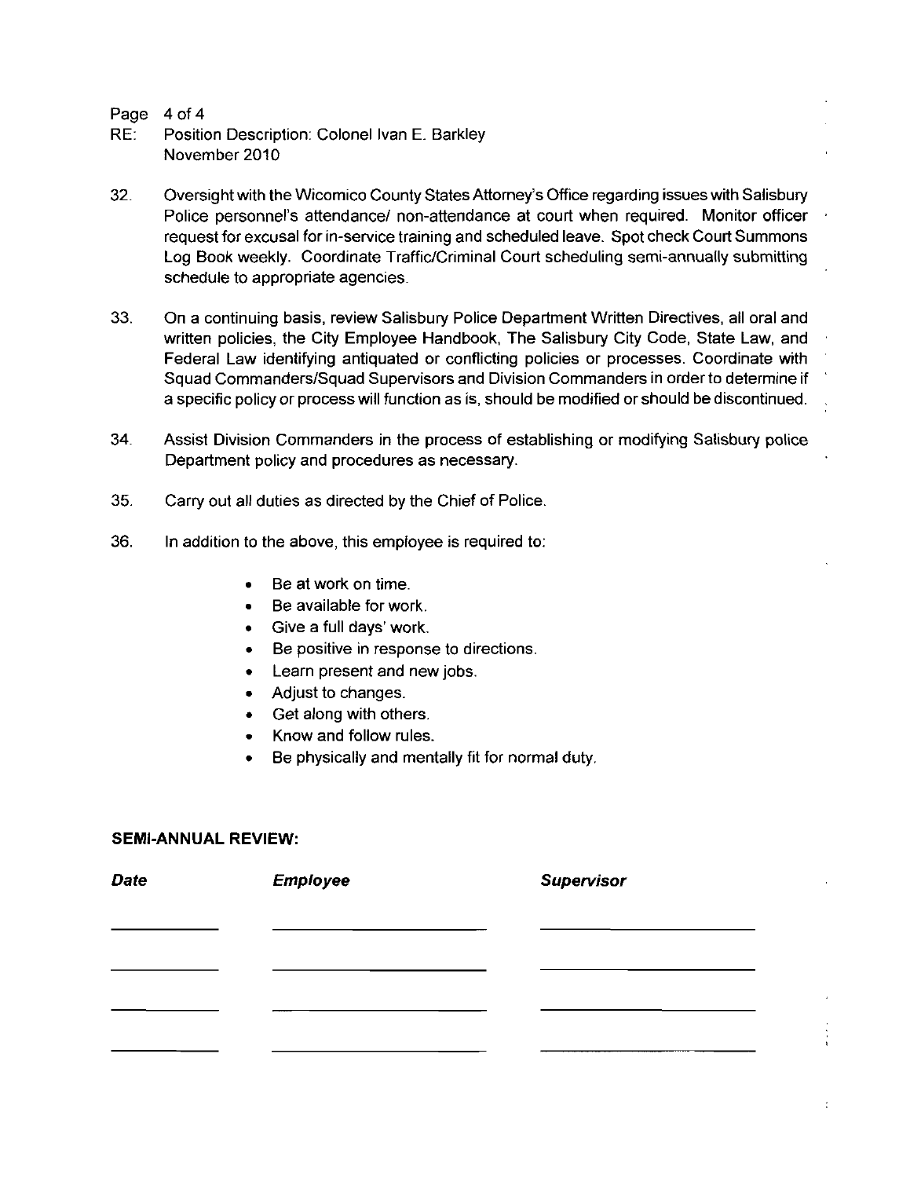Page 4 of 4
RE: Position Description: Colonel Ivan E. Barkley
November 2010

32. Oversight with the Wicomico County States Attorney's Office regarding issues with Salisbury Police personnel's attendance/ non-attendance at court when required. Monitor officer request for excusal for in-service training and scheduled leave. Spot check Court Summons Log Book weekly. Coordinate Traffic/Criminal Court scheduling semi-annually submitting schedule to appropriate agencies.

33. On a continuing basis, review Salisbury Police Department Written Directives, all oral and written policies, the City Employee Handbook, The Salisbury City Code, State Law, and Federal Law identifying antiquated or conflicting policies or processes. Coordinate with Squad Commanders/Squad Supervisors and Division Commanders in order to determine if a specific policy or process will function as is, should be modified or should be discontinued.

34. Assist Division Commanders in the process of establishing or modifying Salisbury police Department policy and procedures as necessary.

35. Carry out all duties as directed by the Chief of Police.

36. In addition to the above, this employee is required to:

    - Be at work on time.
    - Be available for work.
    - Give a full days' work.
    - Be positive in response to directions.
    - Learn present and new jobs.
    - Adjust to changes.
    - Get along with others.
    - Know and follow rules.
    - Be physically and mentally fit for normal duty.

**SEMI-ANNUAL REVIEW:**

| ***Date*** | ***Employee*** | ***Supervisor*** |
|---|---|---|
| | | |
| | | |
| | | |
| | | |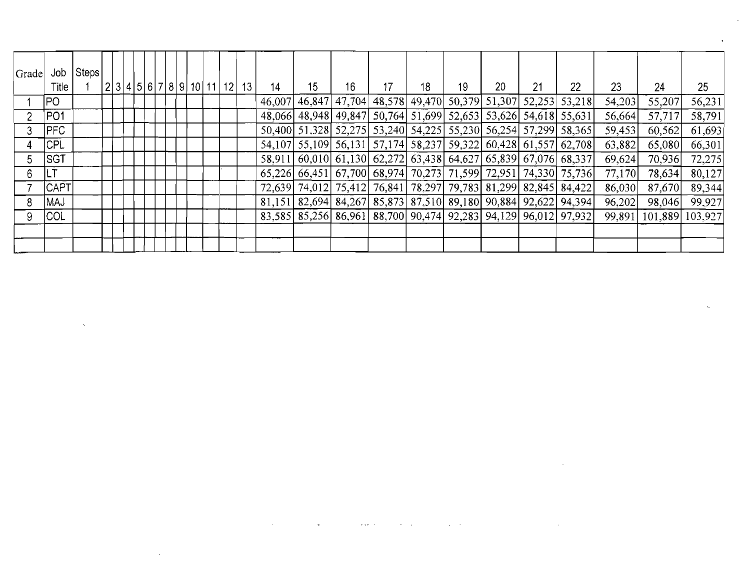| Grade | Job Title | Steps 1 | 2 | 3 | 4 | 5 | 6 | 7 | 8 | 9 | 10 | 11 | 12 | 13 | 14 | 15 | 16 | 17 | 18 | 19 | 20 | 21 | 22 | 23 | 24 | 25 |
|---|---|---|---|---|---|---|---|---|---|---|---|---|---|---|---|---|---|---|---|---|---|---|---|---|---|---|
| 1 | PO | | | | | | | | | | | | | | 46,007 | 46,847 | 47,704 | 48,578 | 49,470 | 50,379 | 51,307 | 52,253 | 53,218 | 54,203 | 55,207 | 56,231 |
| 2 | PO1 | | | | | | | | | | | | | | 48,066 | 48,948 | 49,847 | 50,764 | 51,699 | 52,653 | 53,626 | 54,618 | 55,631 | 56,664 | 57,717 | 58,791 |
| 3 | PFC | | | | | | | | | | | | | | 50,400 | 51,328 | 52,275 | 53,240 | 54,225 | 55,230 | 56,254 | 57,299 | 58,365 | 59,453 | 60,562 | 61,693 |
| 4 | CPL | | | | | | | | | | | | | | 54,107 | 55,109 | 56,131 | 57,174 | 58,237 | 59,322 | 60,428 | 61,557 | 62,708 | 63,882 | 65,080 | 66,301 |
| 5 | SGT | | | | | | | | | | | | | | 58,911 | 60,010 | 61,130 | 62,272 | 63,438 | 64,627 | 65,839 | 67,076 | 68,337 | 69,624 | 70,936 | 72,275 |
| 6 | LT | | | | | | | | | | | | | | 65,226 | 66,451 | 67,700 | 68,974 | 70,273 | 71,599 | 72,951 | 74,330 | 75,736 | 77,170 | 78,634 | 80,127 |
| 7 | CAPT | | | | | | | | | | | | | | 72,639 | 74,012 | 75,412 | 76,841 | 78,297 | 79,783 | 81,299 | 82,845 | 84,422 | 86,030 | 87,670 | 89,344 |
| 8 | MAJ | | | | | | | | | | | | | | 81,151 | 82,694 | 84,267 | 85,873 | 87,510 | 89,180 | 90,884 | 92,622 | 94,394 | 96,202 | 98,046 | 99,927 |
| 9 | COL | | | | | | | | | | | | | | 83,585 | 85,256 | 86,961 | 88,700 | 90,474 | 92,283 | 94,129 | 96,012 | 97,932 | 99,891 | 101,889 | 103,927 |
| | | | | | | | | | | | | | | | | | | | | | | | | | | |
| | | | | | | | | | | | | | | | | | | | | | | | | | | |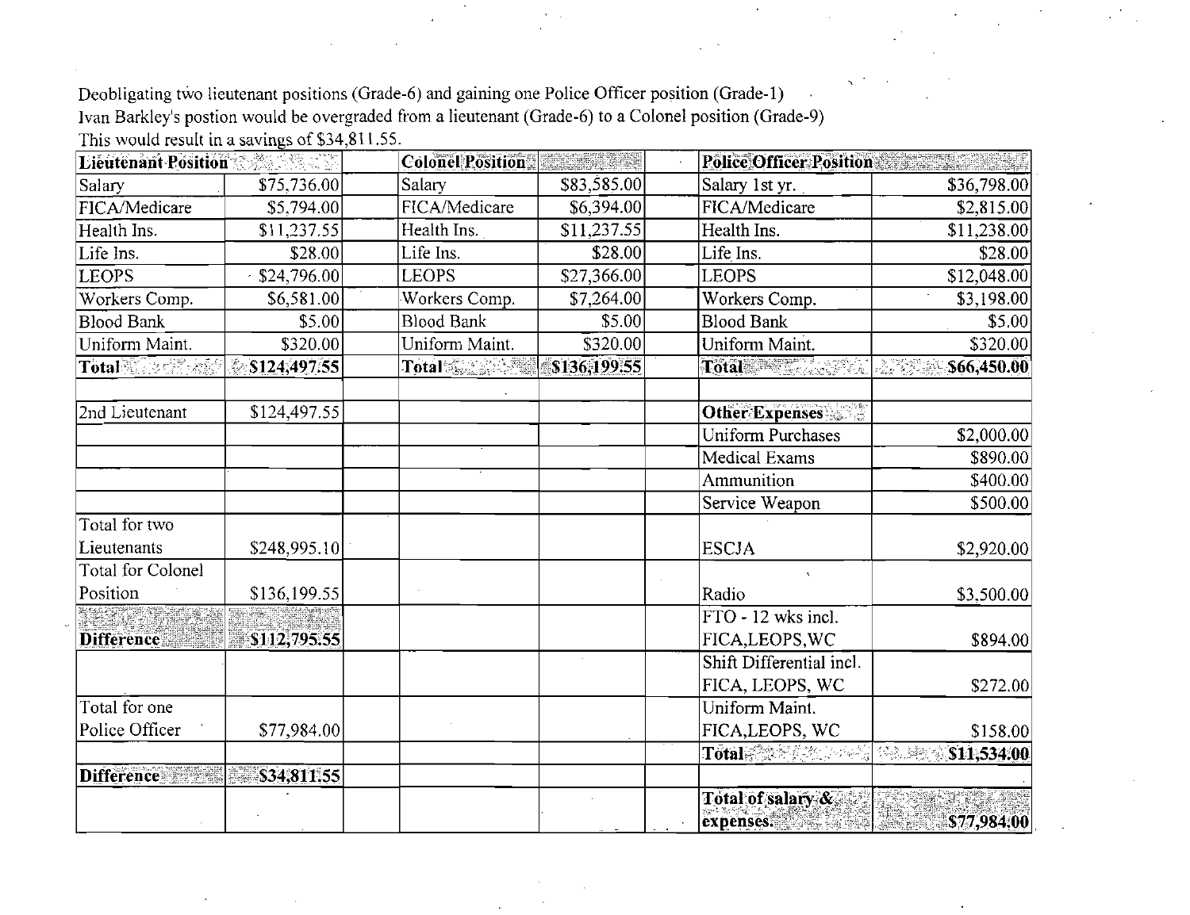Deobligating two lieutenant positions (Grade-6) and gaining one Police Officer position (Grade-1)
Ivan Barkley's postion would be overgraded from a lieutenant (Grade-6) to a Colonel position (Grade-9)
This would result in a savings of $34,811.55.

| **Lieutenant Position** | | | **Colonel Position** | | | **Police Officer Position** | |
|---|---|---|---|---|---|---|---|
| Salary | $75,736.00 | | Salary | $83,585.00 | | Salary 1st yr. | $36,798.00 |
| FICA/Medicare | $5,794.00 | | FICA/Medicare | $6,394.00 | | FICA/Medicare | $2,815.00 |
| Health Ins. | $11,237.55 | | Health Ins. | $11,237.55 | | Health Ins. | $11,238.00 |
| Life Ins. | $28.00 | | Life Ins. | $28.00 | | Life Ins. | $28.00 |
| LEOPS | $24,796.00 | | LEOPS | $27,366.00 | | LEOPS | $12,048.00 |
| Workers Comp. | $6,581.00 | | Workers Comp. | $7,264.00 | | Workers Comp. | $3,198.00 |
| Blood Bank | $5.00 | | Blood Bank | $5.00 | | Blood Bank | $5.00 |
| Uniform Maint. | $320.00 | | Uniform Maint. | $320.00 | | Uniform Maint. | $320.00 |
| **Total** | **$124,497.55** | | **Total** | **$136,199.55** | | **Total** | **$66,450.00** |
| | | | | | | | |
| 2nd Lieutenant | $124,497.55 | | | | | **Other Expenses** | |
| | | | | | | Uniform Purchases | $2,000.00 |
| | | | | | | Medical Exams | $890.00 |
| | | | | | | Ammunition | $400.00 |
| | | | | | | Service Weapon | $500.00 |
| Total for two Lieutenants | $248,995.10 | | | | | ESCJA | $2,920.00 |
| Total for Colonel Position | $136,199.55 | | | | | Radio | $3,500.00 |
| **Difference** | **$112,795.55** | | | | | FTO - 12 wks incl. FICA,LEOPS,WC | $894.00 |
| | | | | | | Shift Differential incl. FICA, LEOPS, WC | $272.00 |
| Total for one Police Officer | $77,984.00 | | | | | Uniform Maint. FICA,LEOPS, WC | $158.00 |
| | | | | | | **Total** | **$11,534.00** |
| **Difference** | **$34,811.55** | | | | | | |
| | | | | | | **Total of salary & expenses.** | **$77,984.00** |